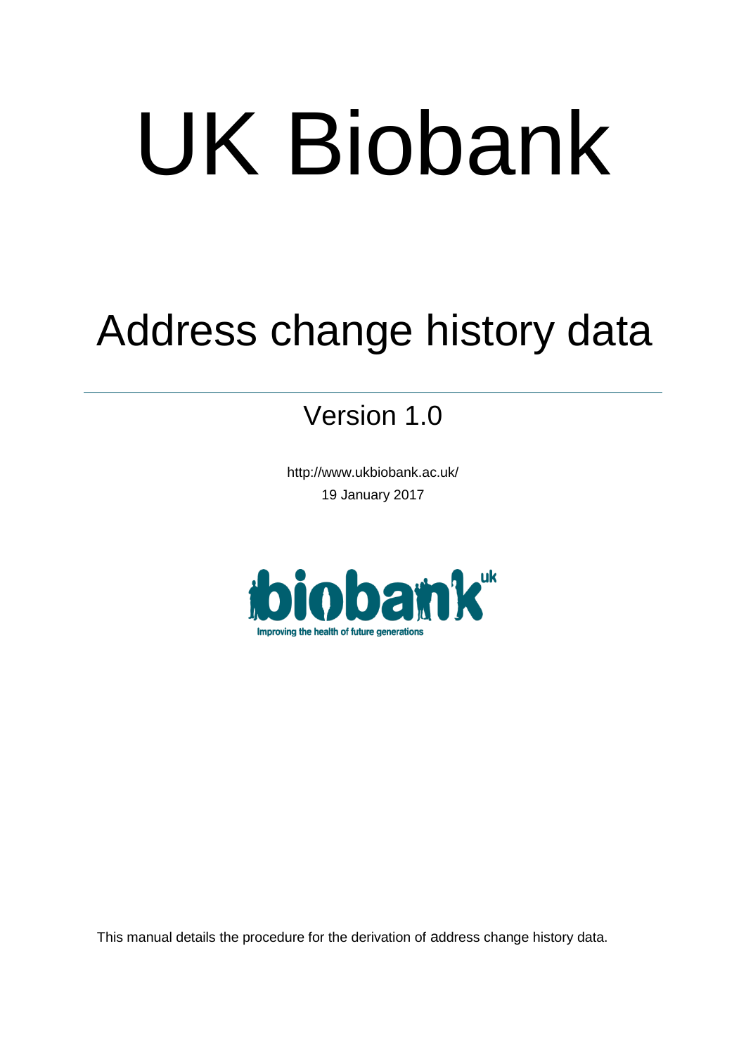# UK Biobank

## Address change history data

Version 1.0

http://www.ukbiobank.ac.uk/

19 January 2017

This manual details the procedure for the derivation of address change history data.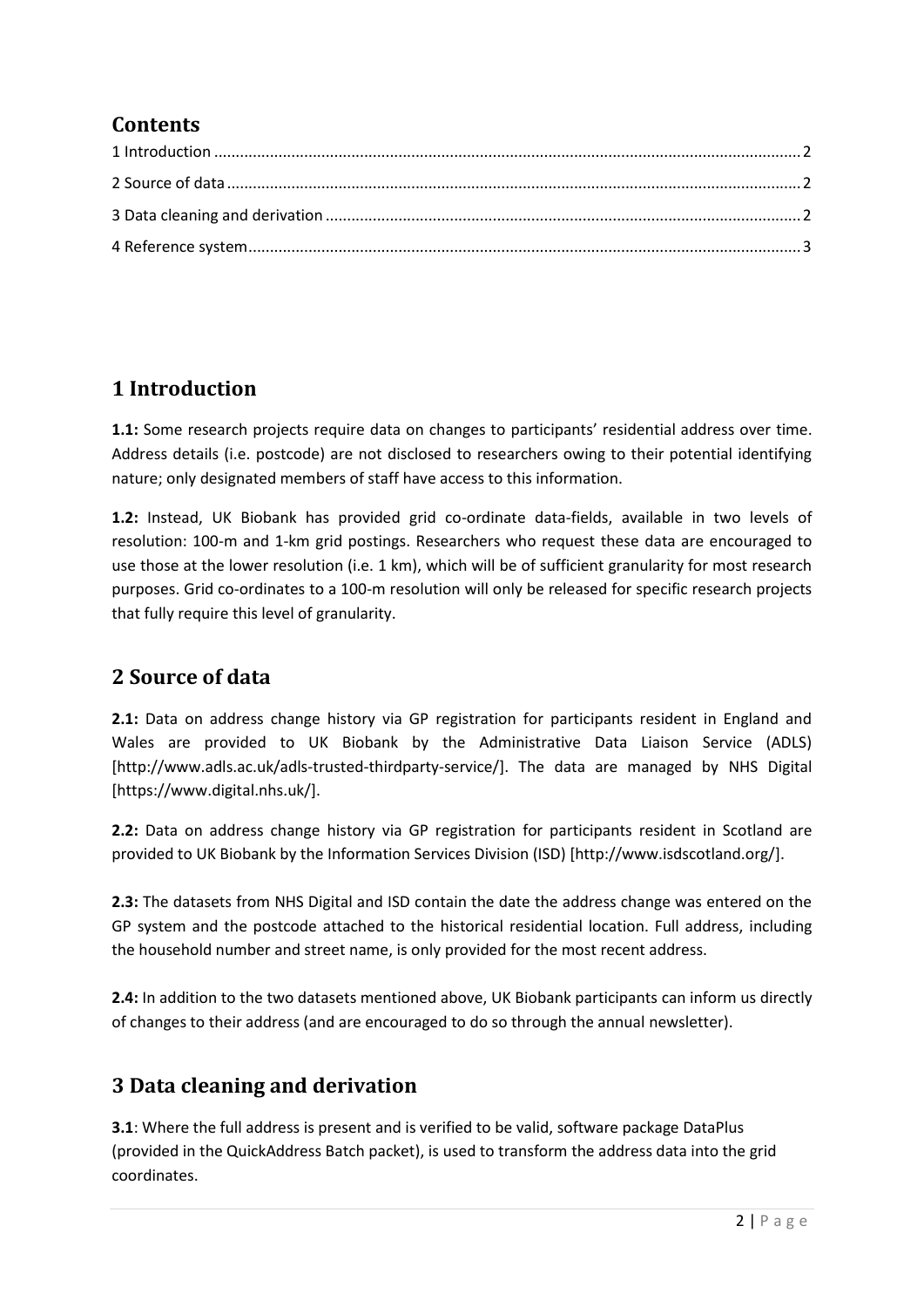## Contents

1 Introduction ........................................................................................................................................ 2

2 Source of data ...................................................................................................................................... 2

3 Data cleaning and derivation .............................................................................................................. 2

4 Reference system................................................................................................................................ 3

# 1 Introduction

**1.1:** Some research projects require data on changes to participants' residential address over time. Address details (i.e. postcode) are not disclosed to researchers owing to their potential identifying nature; only designated members of staff have access to this information.

**1.2:** Instead, UK Biobank has provided grid co-ordinate data-fields, available in two levels of resolution: 100-m and 1-km grid postings. Researchers who request these data are encouraged to use those at the lower resolution (i.e. 1 km), which will be of sufficient granularity for most research purposes. Grid co-ordinates to a 100-m resolution will only be released for specific research projects that fully require this level of granularity.

# 2 Source of data

**2.1:** Data on address change history via GP registration for participants resident in England and Wales are provided to UK Biobank by the Administrative Data Liaison Service (ADLS) [http://www.adls.ac.uk/adls-trusted-thirdparty-service/]. The data are managed by NHS Digital [https://www.digital.nhs.uk/].

**2.2:** Data on address change history via GP registration for participants resident in Scotland are provided to UK Biobank by the Information Services Division (ISD) [http://www.isdscotland.org/].

**2.3:** The datasets from NHS Digital and ISD contain the date the address change was entered on the GP system and the postcode attached to the historical residential location. Full address, including the household number and street name, is only provided for the most recent address.

**2.4:** In addition to the two datasets mentioned above, UK Biobank participants can inform us directly of changes to their address (and are encouraged to do so through the annual newsletter).

# 3 Data cleaning and derivation

**3.1**: Where the full address is present and is verified to be valid, software package DataPlus (provided in the QuickAddress Batch packet), is used to transform the address data into the grid coordinates.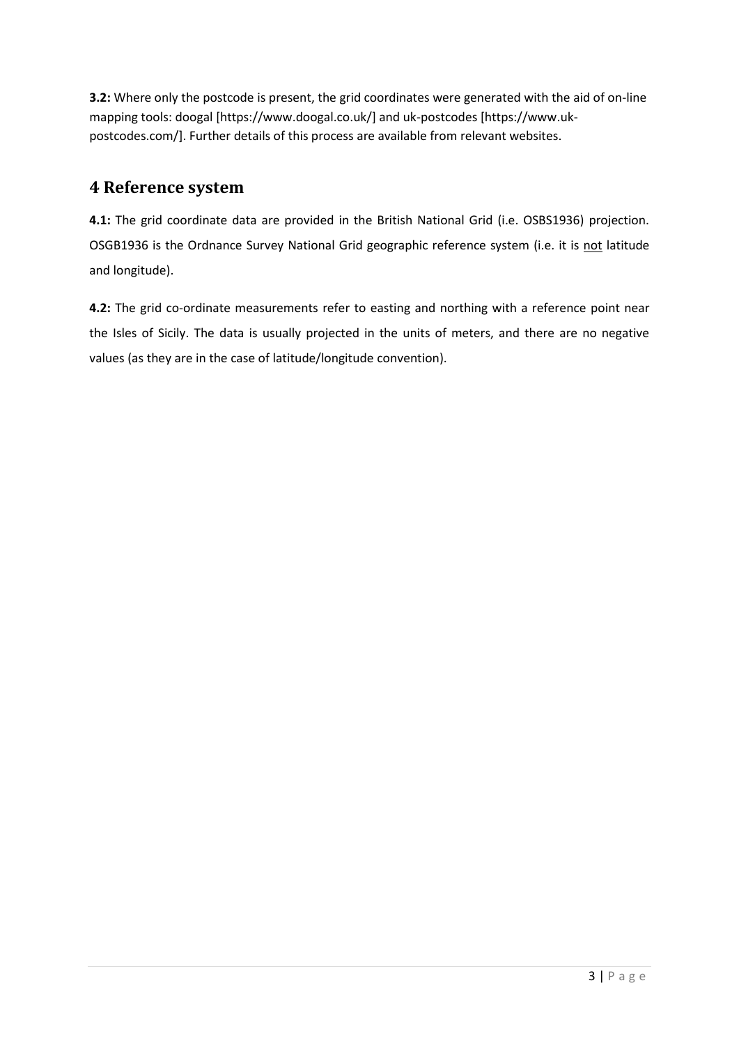**3.2:** Where only the postcode is present, the grid coordinates were generated with the aid of on-line mapping tools: doogal [https://www.doogal.co.uk/] and uk-postcodes [https://www.uk-postcodes.com/]. Further details of this process are available from relevant websites.

## 4 Reference system

**4.1:** The grid coordinate data are provided in the British National Grid (i.e. OSBS1936) projection. OSGB1936 is the Ordnance Survey National Grid geographic reference system (i.e. it is <u>not</u> latitude and longitude).

**4.2:** The grid co-ordinate measurements refer to easting and northing with a reference point near the Isles of Sicily. The data is usually projected in the units of meters, and there are no negative values (as they are in the case of latitude/longitude convention).